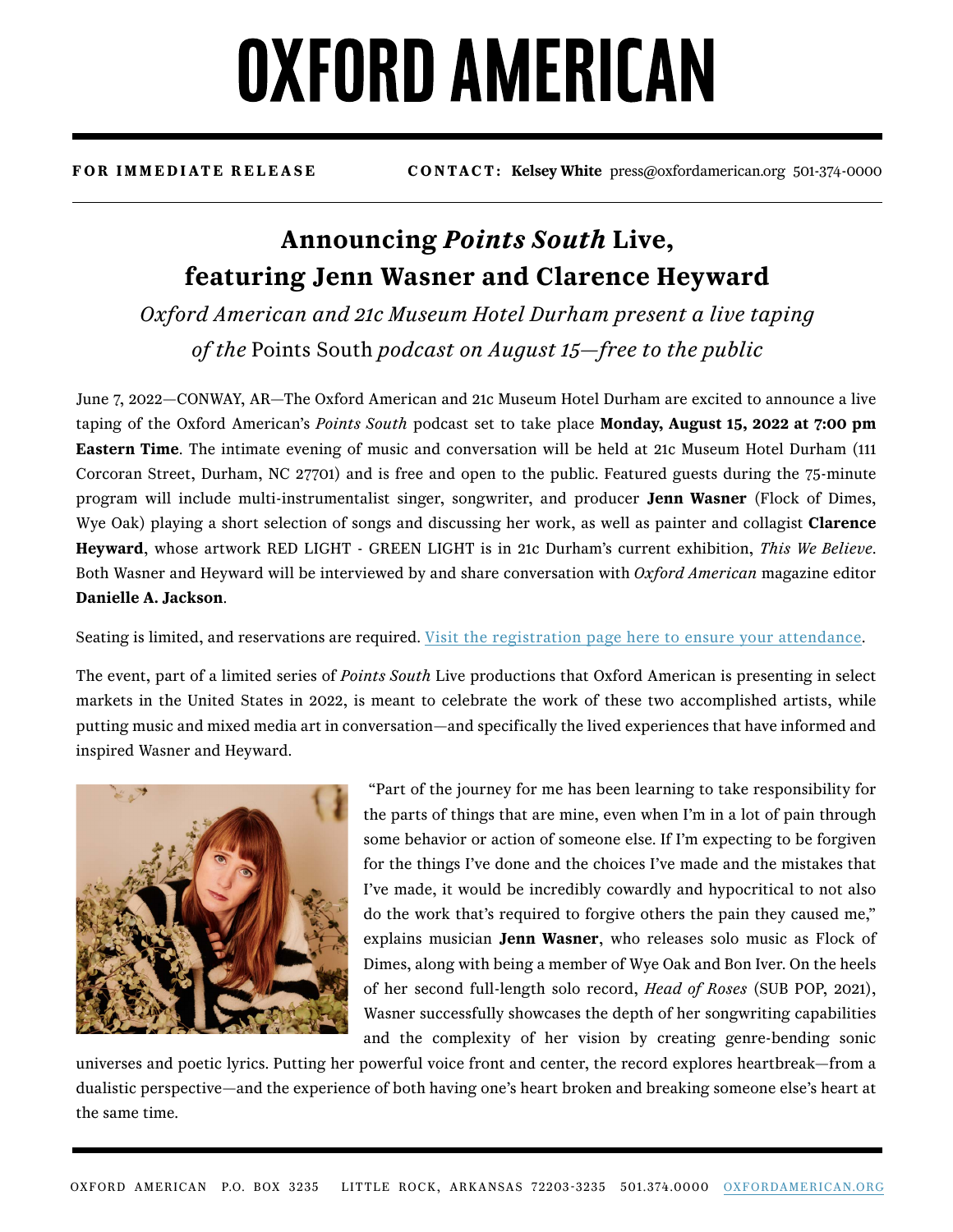# OXFORD AMERICAN

**FOR IMMEDIATE RELEASE** **CONTACT: Kelsey White** press@oxfordamerican.org 501-374-0000

## Announcing *Points South* Live, featuring Jenn Wasner and Clarence Heyward

*Oxford American and 21c Museum Hotel Durham present a live taping of the* Points South *podcast on August 15—free to the public*

June 7, 2022—CONWAY, AR—The Oxford American and 21c Museum Hotel Durham are excited to announce a live taping of the Oxford American's *Points South* podcast set to take place **Monday, August 15, 2022 at 7:00 pm Eastern Time**. The intimate evening of music and conversation will be held at 21c Museum Hotel Durham (111 Corcoran Street, Durham, NC 27701) and is free and open to the public. Featured guests during the 75-minute program will include multi-instrumentalist singer, songwriter, and producer **Jenn Wasner** (Flock of Dimes, Wye Oak) playing a short selection of songs and discussing her work, as well as painter and collagist **Clarence Heyward**, whose artwork RED LIGHT - GREEN LIGHT is in 21c Durham's current exhibition, *This We Believe*. Both Wasner and Heyward will be interviewed by and share conversation with *Oxford American* magazine editor **Danielle A. Jackson**.

Seating is limited, and reservations are required. Visit the registration page here to ensure your attendance.

The event, part of a limited series of *Points South* Live productions that Oxford American is presenting in select markets in the United States in 2022, is meant to celebrate the work of these two accomplished artists, while putting music and mixed media art in conversation—and specifically the lived experiences that have informed and inspired Wasner and Heyward.

"Part of the journey for me has been learning to take responsibility for the parts of things that are mine, even when I'm in a lot of pain through some behavior or action of someone else. If I'm expecting to be forgiven for the things I've done and the choices I've made and the mistakes that I've made, it would be incredibly cowardly and hypocritical to not also do the work that's required to forgive others the pain they caused me," explains musician **Jenn Wasner**, who releases solo music as Flock of Dimes, along with being a member of Wye Oak and Bon Iver. On the heels of her second full-length solo record, *Head of Roses* (SUB POP, 2021), Wasner successfully showcases the depth of her songwriting capabilities and the complexity of her vision by creating genre-bending sonic universes and poetic lyrics. Putting her powerful voice front and center, the record explores heartbreak—from a dualistic perspective—and the experience of both having one's heart broken and breaking someone else's heart at the same time.

OXFORD AMERICAN P.O. BOX 3235 LITTLE ROCK, ARKANSAS 72203-3235 501.374.0000 OXFORDAMERICAN.ORG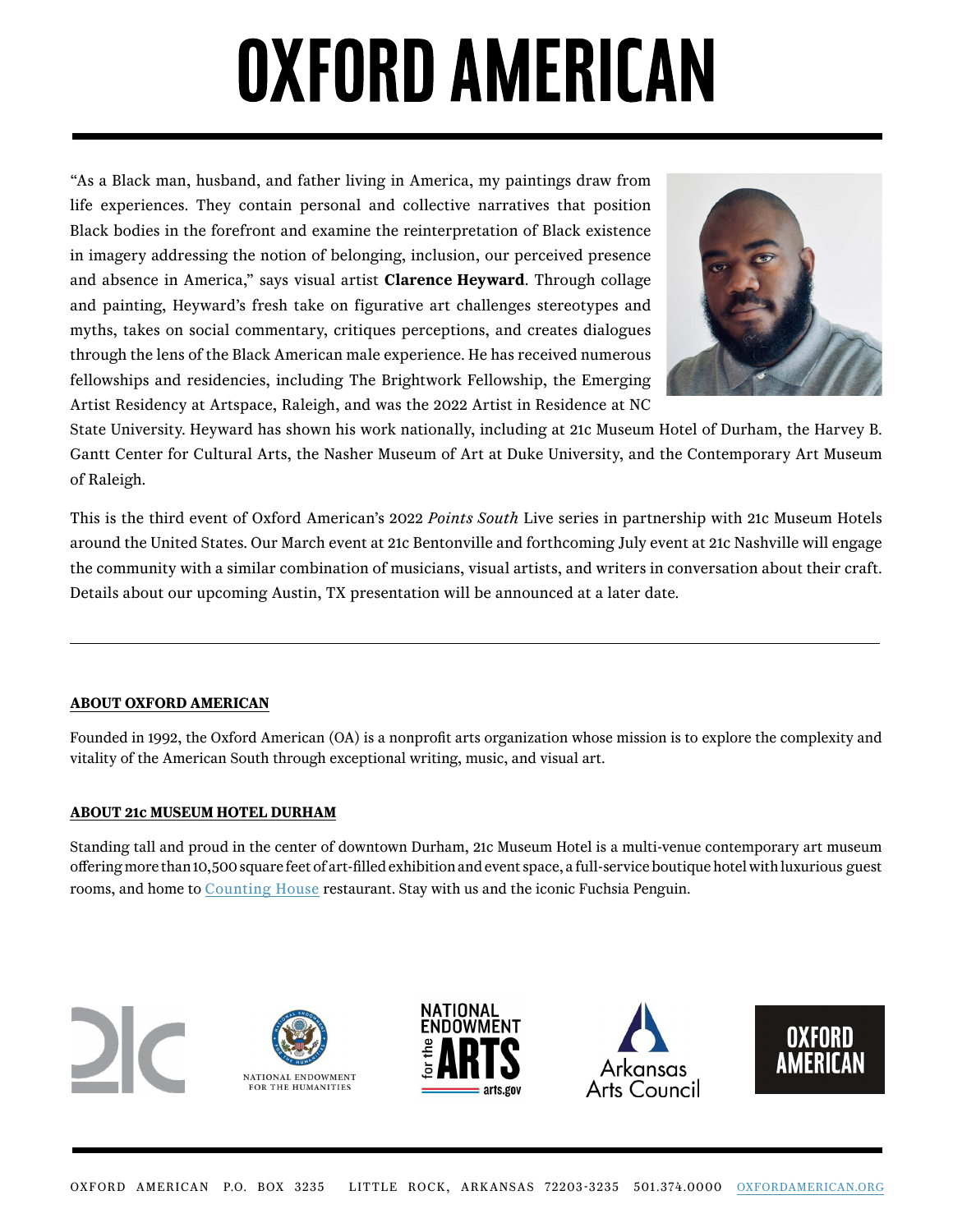# OXFORD AMERICAN

"As a Black man, husband, and father living in America, my paintings draw from life experiences. They contain personal and collective narratives that position Black bodies in the forefront and examine the reinterpretation of Black existence in imagery addressing the notion of belonging, inclusion, our perceived presence and absence in America," says visual artist **Clarence Heyward**. Through collage and painting, Heyward's fresh take on figurative art challenges stereotypes and myths, takes on social commentary, critiques perceptions, and creates dialogues through the lens of the Black American male experience. He has received numerous fellowships and residencies, including The Brightwork Fellowship, the Emerging Artist Residency at Artspace, Raleigh, and was the 2022 Artist in Residence at NC State University. Heyward has shown his work nationally, including at 21c Museum Hotel of Durham, the Harvey B. Gantt Center for Cultural Arts, the Nasher Museum of Art at Duke University, and the Contemporary Art Museum of Raleigh.

This is the third event of Oxford American's 2022 *Points South* Live series in partnership with 21c Museum Hotels around the United States. Our March event at 21c Bentonville and forthcoming July event at 21c Nashville will engage the community with a similar combination of musicians, visual artists, and writers in conversation about their craft. Details about our upcoming Austin, TX presentation will be announced at a later date.

---

**ABOUT OXFORD AMERICAN**

Founded in 1992, the Oxford American (OA) is a nonprofit arts organization whose mission is to explore the complexity and vitality of the American South through exceptional writing, music, and visual art.

**ABOUT 21c MUSEUM HOTEL DURHAM**

Standing tall and proud in the center of downtown Durham, 21c Museum Hotel is a multi-venue contemporary art museum offering more than 10,500 square feet of art-filled exhibition and event space, a full-service boutique hotel with luxurious guest rooms, and home to Counting House restaurant. Stay with us and the iconic Fuchsia Penguin.

OXFORD AMERICAN P.O. BOX 3235 LITTLE ROCK, ARKANSAS 72203-3235 501.374.0000 OXFORDAMERICAN.ORG